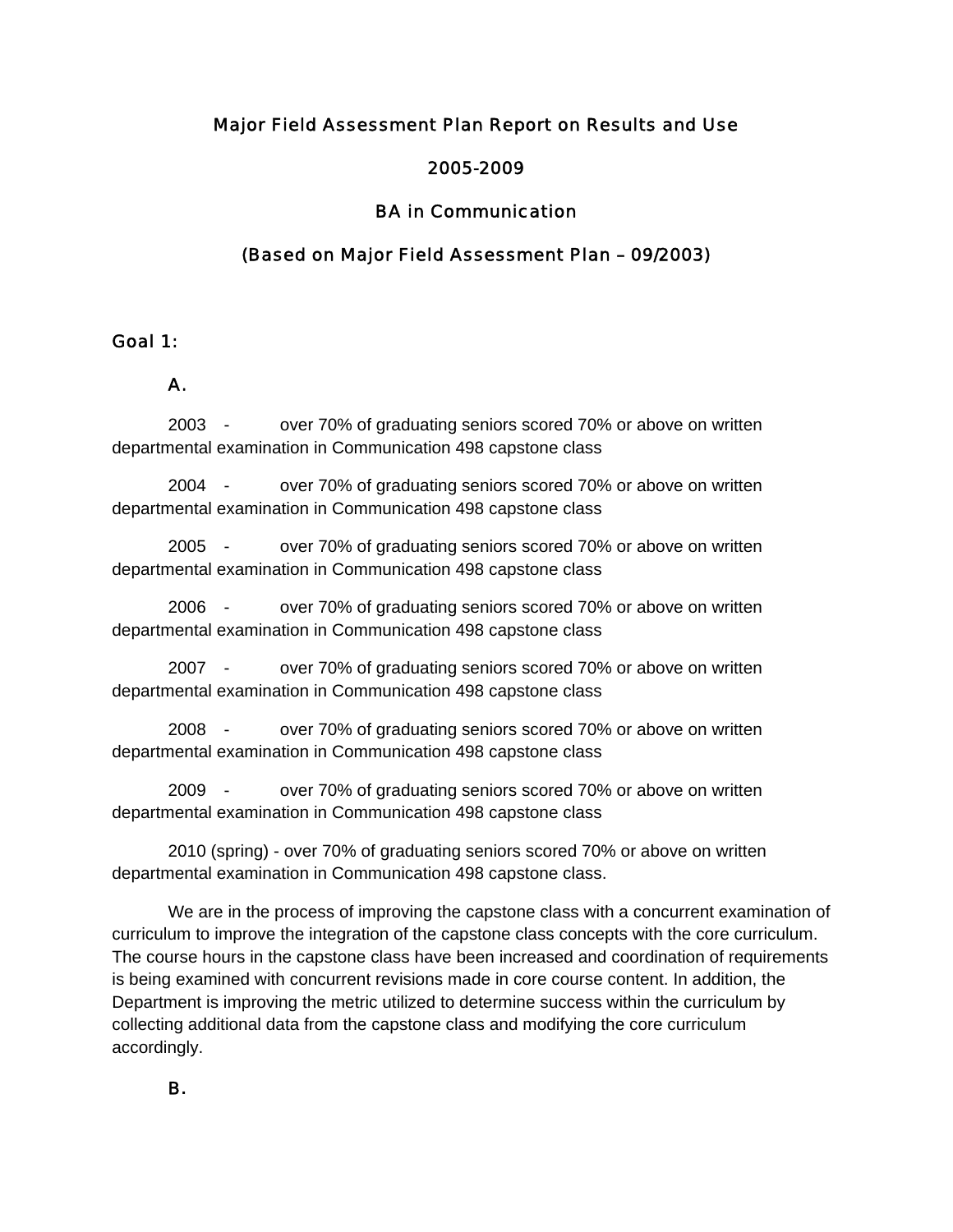# Major Field Assessment Plan Report on Results and Use

## 2005-2009

## BA in Communication

## (Based on Major Field Assessment Plan – 09/2003)

## Goal 1:

### A.

2003 - over 70% of graduating seniors scored 70% or above on written departmental examination in Communication 498 capstone class

2004 - over 70% of graduating seniors scored 70% or above on written departmental examination in Communication 498 capstone class

2005 - over 70% of graduating seniors scored 70% or above on written departmental examination in Communication 498 capstone class

2006 - over 70% of graduating seniors scored 70% or above on written departmental examination in Communication 498 capstone class

2007 - over 70% of graduating seniors scored 70% or above on written departmental examination in Communication 498 capstone class

2008 - over 70% of graduating seniors scored 70% or above on written departmental examination in Communication 498 capstone class

2009 - over 70% of graduating seniors scored 70% or above on written departmental examination in Communication 498 capstone class

2010 (spring) - over 70% of graduating seniors scored 70% or above on written departmental examination in Communication 498 capstone class.

We are in the process of improving the capstone class with a concurrent examination of curriculum to improve the integration of the capstone class concepts with the core curriculum. The course hours in the capstone class have been increased and coordination of requirements is being examined with concurrent revisions made in core course content. In addition, the Department is improving the metric utilized to determine success within the curriculum by collecting additional data from the capstone class and modifying the core curriculum accordingly.

### B.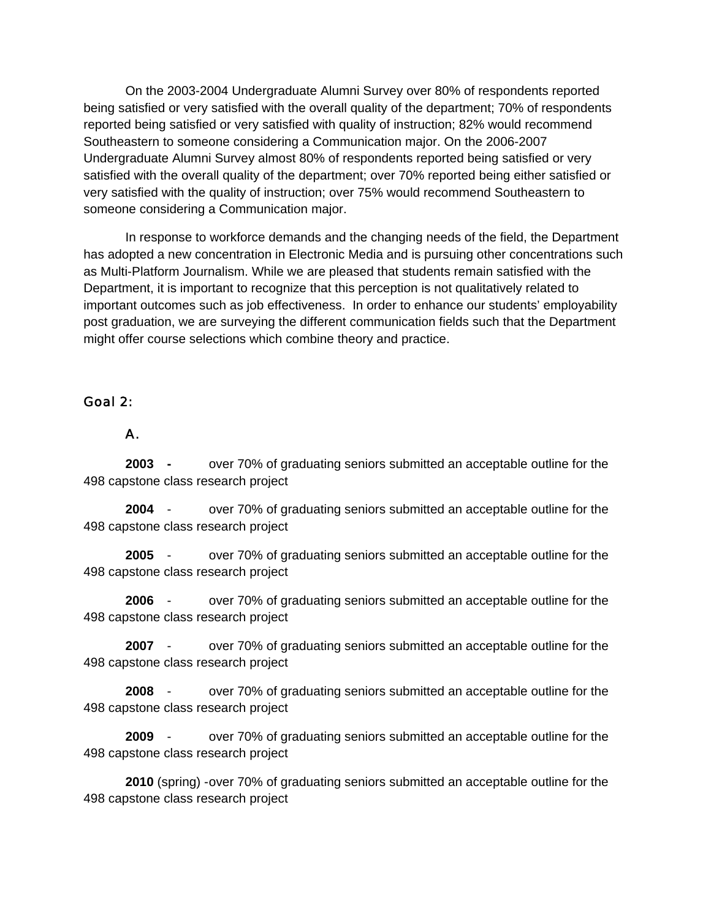On the 2003-2004 Undergraduate Alumni Survey over 80% of respondents reported being satisfied or very satisfied with the overall quality of the department; 70% of respondents reported being satisfied or very satisfied with quality of instruction; 82% would recommend Southeastern to someone considering a Communication major. On the 2006-2007 Undergraduate Alumni Survey almost 80% of respondents reported being satisfied or very satisfied with the overall quality of the department; over 70% reported being either satisfied or very satisfied with the quality of instruction; over 75% would recommend Southeastern to someone considering a Communication major.

In response to workforce demands and the changing needs of the field, the Department has adopted a new concentration in Electronic Media and is pursuing other concentrations such as Multi-Platform Journalism. While we are pleased that students remain satisfied with the Department, it is important to recognize that this perception is not qualitatively related to important outcomes such as job effectiveness. In order to enhance our students' employability post graduation, we are surveying the different communication fields such that the Department might offer course selections which combine theory and practice.

Goal 2:

A.

**2003 -** over 70% of graduating seniors submitted an acceptable outline for the 498 capstone class research project

**2004** - over 70% of graduating seniors submitted an acceptable outline for the 498 capstone class research project

**2005** - over 70% of graduating seniors submitted an acceptable outline for the 498 capstone class research project

**2006** - over 70% of graduating seniors submitted an acceptable outline for the 498 capstone class research project

**2007** - over 70% of graduating seniors submitted an acceptable outline for the 498 capstone class research project

**2008** - over 70% of graduating seniors submitted an acceptable outline for the 498 capstone class research project

**2009** - over 70% of graduating seniors submitted an acceptable outline for the 498 capstone class research project

**2010** (spring) -over 70% of graduating seniors submitted an acceptable outline for the 498 capstone class research project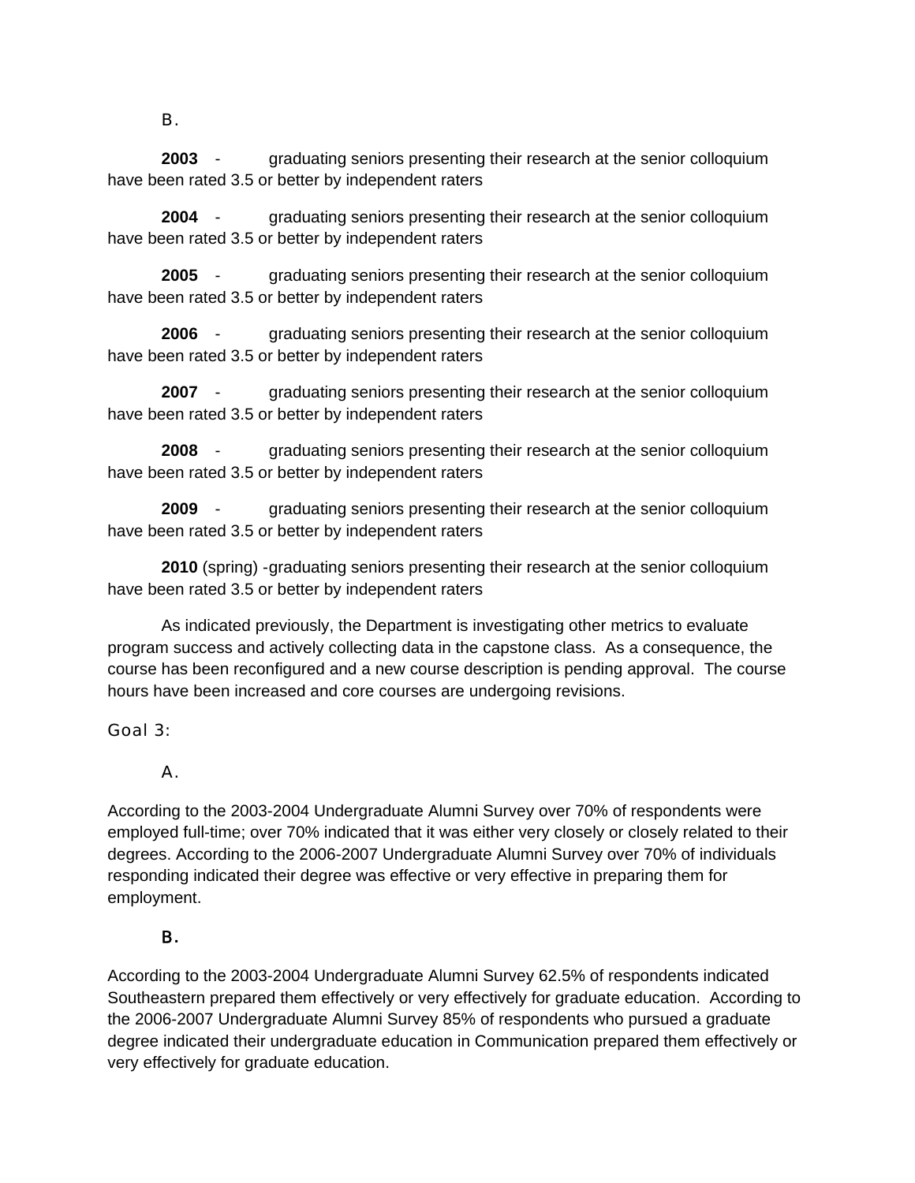B.

**2003** - graduating seniors presenting their research at the senior colloquium have been rated 3.5 or better by independent raters

**2004** - graduating seniors presenting their research at the senior colloquium have been rated 3.5 or better by independent raters

**2005** - graduating seniors presenting their research at the senior colloquium have been rated 3.5 or better by independent raters

**2006** - graduating seniors presenting their research at the senior colloquium have been rated 3.5 or better by independent raters

**2007** - graduating seniors presenting their research at the senior colloquium have been rated 3.5 or better by independent raters

**2008** - graduating seniors presenting their research at the senior colloquium have been rated 3.5 or better by independent raters

**2009** - graduating seniors presenting their research at the senior colloquium have been rated 3.5 or better by independent raters

**2010** (spring) -graduating seniors presenting their research at the senior colloquium have been rated 3.5 or better by independent raters

As indicated previously, the Department is investigating other metrics to evaluate program success and actively collecting data in the capstone class. As a consequence, the course has been reconfigured and a new course description is pending approval. The course hours have been increased and core courses are undergoing revisions.

Goal 3:

A.

According to the 2003-2004 Undergraduate Alumni Survey over 70% of respondents were employed full-time; over 70% indicated that it was either very closely or closely related to their degrees. According to the 2006-2007 Undergraduate Alumni Survey over 70% of individuals responding indicated their degree was effective or very effective in preparing them for employment.

B.

According to the 2003-2004 Undergraduate Alumni Survey 62.5% of respondents indicated Southeastern prepared them effectively or very effectively for graduate education. According to the 2006-2007 Undergraduate Alumni Survey 85% of respondents who pursued a graduate degree indicated their undergraduate education in Communication prepared them effectively or very effectively for graduate education.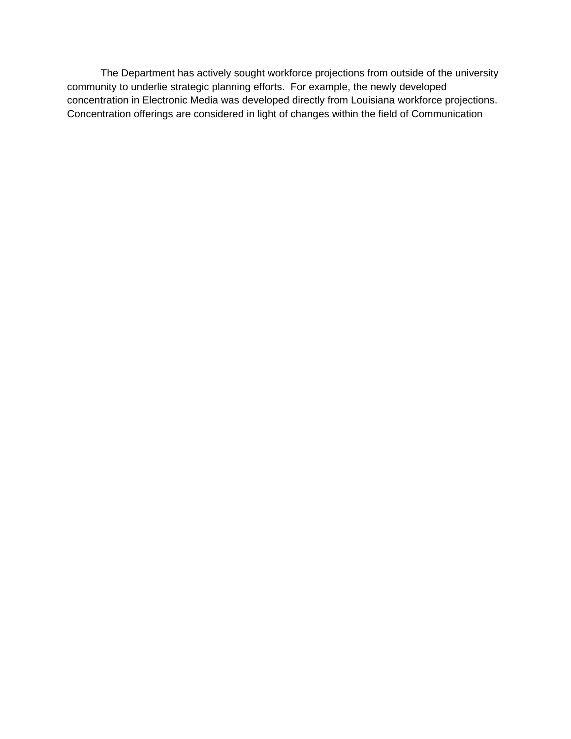The Department has actively sought workforce projections from outside of the university community to underlie strategic planning efforts. For example, the newly developed concentration in Electronic Media was developed directly from Louisiana workforce projections. Concentration offerings are considered in light of changes within the field of Communication